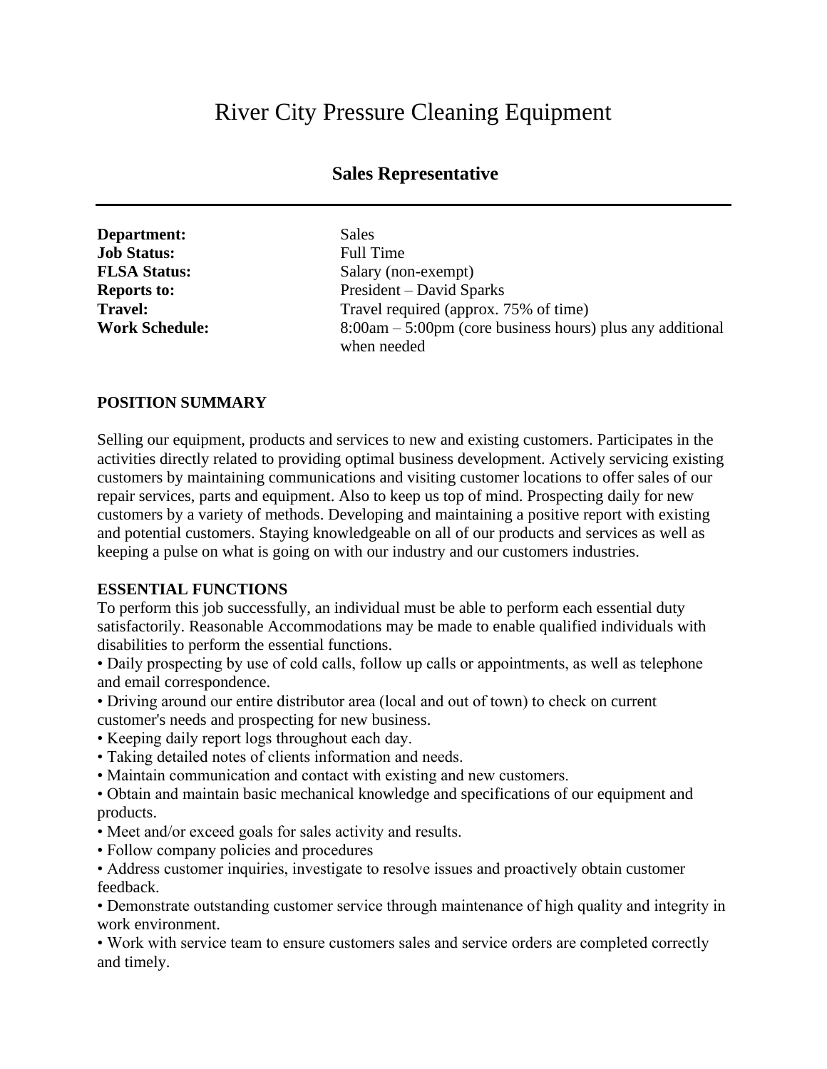# River City Pressure Cleaning Equipment

## Sales Representative

---

| | |
|---|---|
| **Department:** | Sales |
| **Job Status:** | Full Time |
| **FLSA Status:** | Salary (non-exempt) |
| **Reports to:** | President – David Sparks |
| **Travel:** | Travel required (approx. 75% of time) |
| **Work Schedule:** | 8:00am – 5:00pm (core business hours) plus any additional when needed |

**POSITION SUMMARY**

Selling our equipment, products and services to new and existing customers. Participates in the activities directly related to providing optimal business development. Actively servicing existing customers by maintaining communications and visiting customer locations to offer sales of our repair services, parts and equipment. Also to keep us top of mind. Prospecting daily for new customers by a variety of methods. Developing and maintaining a positive report with existing and potential customers. Staying knowledgeable on all of our products and services as well as keeping a pulse on what is going on with our industry and our customers industries.

**ESSENTIAL FUNCTIONS**

To perform this job successfully, an individual must be able to perform each essential duty satisfactorily. Reasonable Accommodations may be made to enable qualified individuals with disabilities to perform the essential functions.

- Daily prospecting by use of cold calls, follow up calls or appointments, as well as telephone and email correspondence.
- Driving around our entire distributor area (local and out of town) to check on current customer's needs and prospecting for new business.
- Keeping daily report logs throughout each day.
- Taking detailed notes of clients information and needs.
- Maintain communication and contact with existing and new customers.
- Obtain and maintain basic mechanical knowledge and specifications of our equipment and products.
- Meet and/or exceed goals for sales activity and results.
- Follow company policies and procedures
- Address customer inquiries, investigate to resolve issues and proactively obtain customer feedback.
- Demonstrate outstanding customer service through maintenance of high quality and integrity in work environment.
- Work with service team to ensure customers sales and service orders are completed correctly and timely.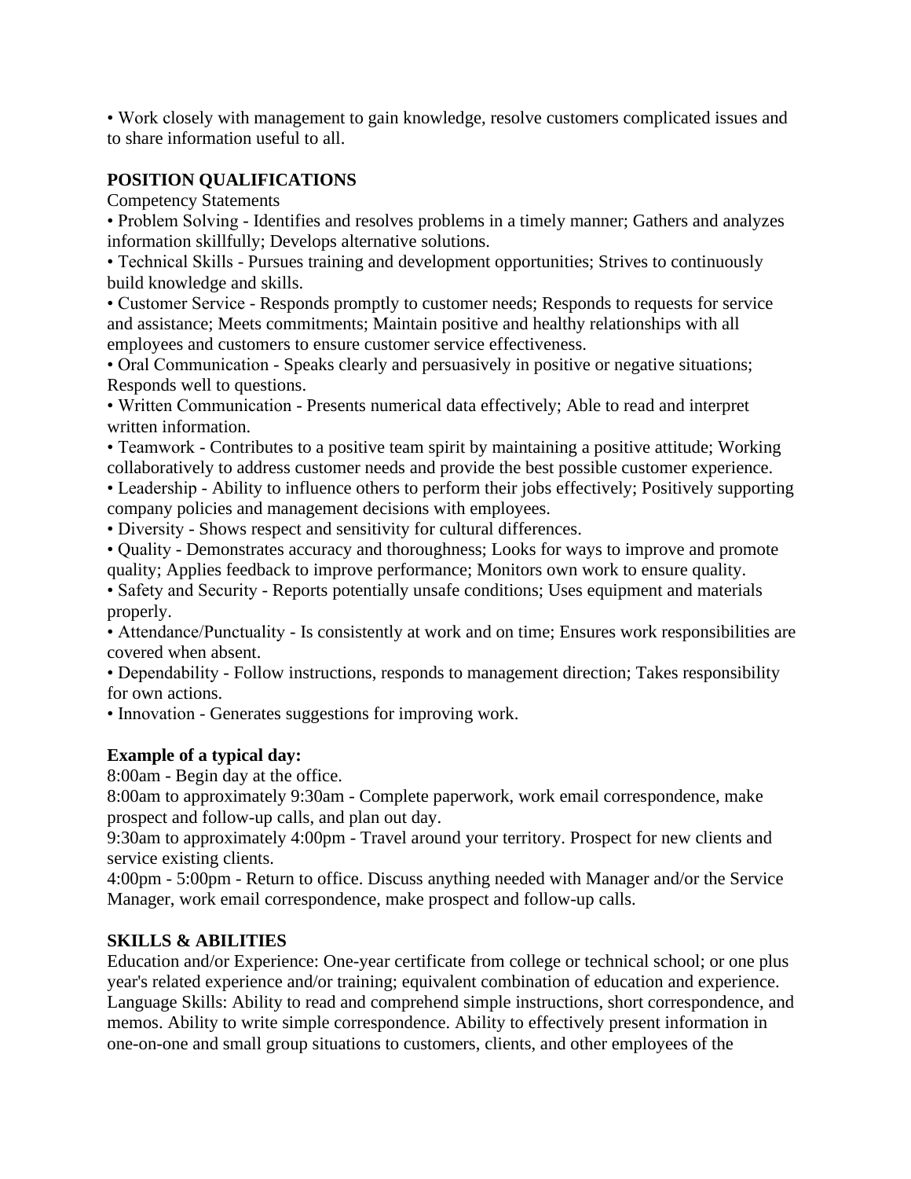• Work closely with management to gain knowledge, resolve customers complicated issues and to share information useful to all.

**POSITION QUALIFICATIONS**

Competency Statements

• Problem Solving - Identifies and resolves problems in a timely manner; Gathers and analyzes information skillfully; Develops alternative solutions.
• Technical Skills - Pursues training and development opportunities; Strives to continuously build knowledge and skills.
• Customer Service - Responds promptly to customer needs; Responds to requests for service and assistance; Meets commitments; Maintain positive and healthy relationships with all employees and customers to ensure customer service effectiveness.
• Oral Communication - Speaks clearly and persuasively in positive or negative situations; Responds well to questions.
• Written Communication - Presents numerical data effectively; Able to read and interpret written information.
• Teamwork - Contributes to a positive team spirit by maintaining a positive attitude; Working collaboratively to address customer needs and provide the best possible customer experience.
• Leadership - Ability to influence others to perform their jobs effectively; Positively supporting company policies and management decisions with employees.
• Diversity - Shows respect and sensitivity for cultural differences.
• Quality - Demonstrates accuracy and thoroughness; Looks for ways to improve and promote quality; Applies feedback to improve performance; Monitors own work to ensure quality.
• Safety and Security - Reports potentially unsafe conditions; Uses equipment and materials properly.
• Attendance/Punctuality - Is consistently at work and on time; Ensures work responsibilities are covered when absent.
• Dependability - Follow instructions, responds to management direction; Takes responsibility for own actions.
• Innovation - Generates suggestions for improving work.

**Example of a typical day:**

8:00am - Begin day at the office.
8:00am to approximately 9:30am - Complete paperwork, work email correspondence, make prospect and follow-up calls, and plan out day.
9:30am to approximately 4:00pm - Travel around your territory. Prospect for new clients and service existing clients.
4:00pm - 5:00pm - Return to office. Discuss anything needed with Manager and/or the Service Manager, work email correspondence, make prospect and follow-up calls.

**SKILLS & ABILITIES**

Education and/or Experience: One-year certificate from college or technical school; or one plus year's related experience and/or training; equivalent combination of education and experience.
Language Skills: Ability to read and comprehend simple instructions, short correspondence, and memos. Ability to write simple correspondence. Ability to effectively present information in one-on-one and small group situations to customers, clients, and other employees of the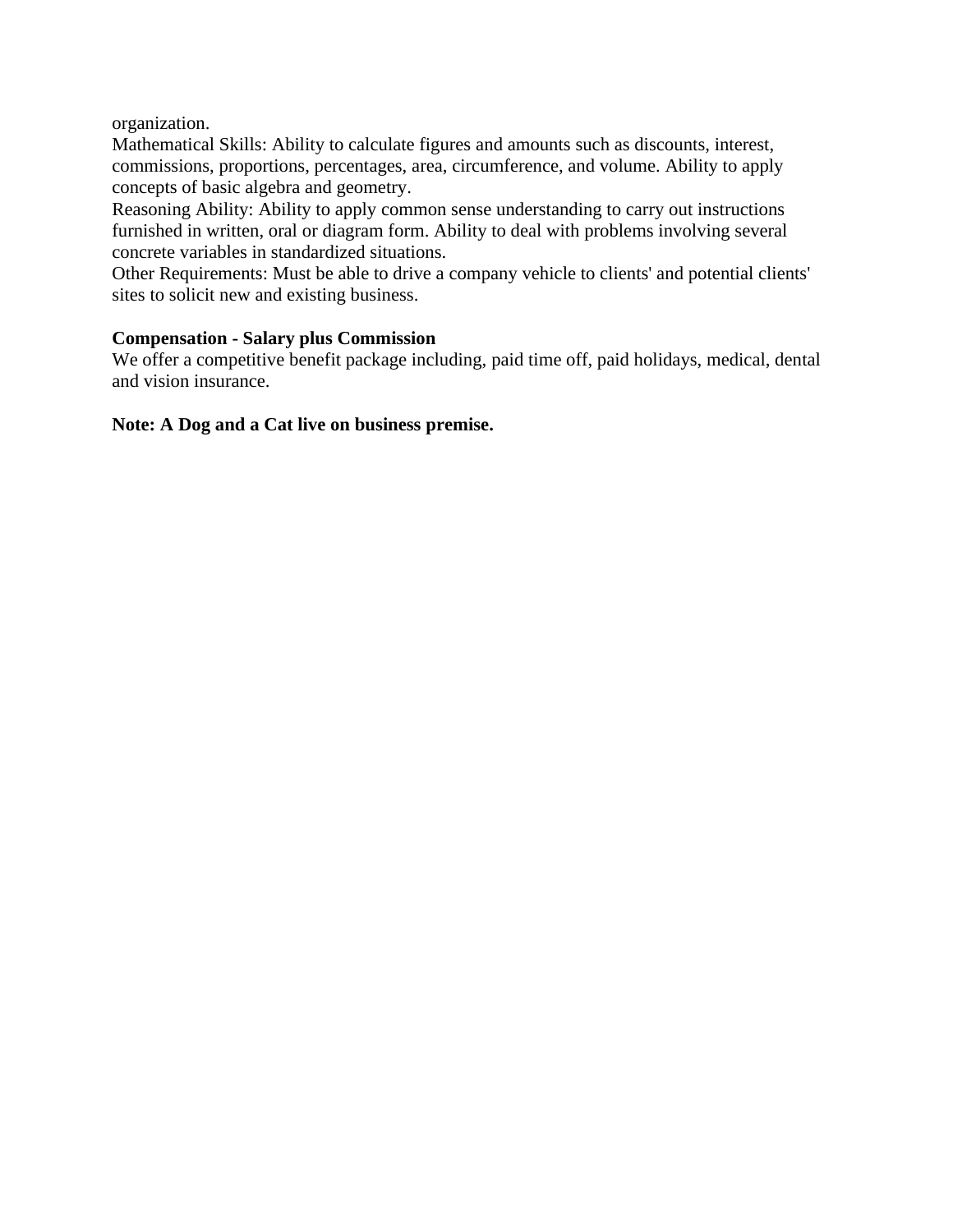organization.
Mathematical Skills: Ability to calculate figures and amounts such as discounts, interest, commissions, proportions, percentages, area, circumference, and volume. Ability to apply concepts of basic algebra and geometry.
Reasoning Ability: Ability to apply common sense understanding to carry out instructions furnished in written, oral or diagram form. Ability to deal with problems involving several concrete variables in standardized situations.
Other Requirements: Must be able to drive a company vehicle to clients' and potential clients' sites to solicit new and existing business.

**Compensation - Salary plus Commission**
We offer a competitive benefit package including, paid time off, paid holidays, medical, dental and vision insurance.

**Note: A Dog and a Cat live on business premise.**